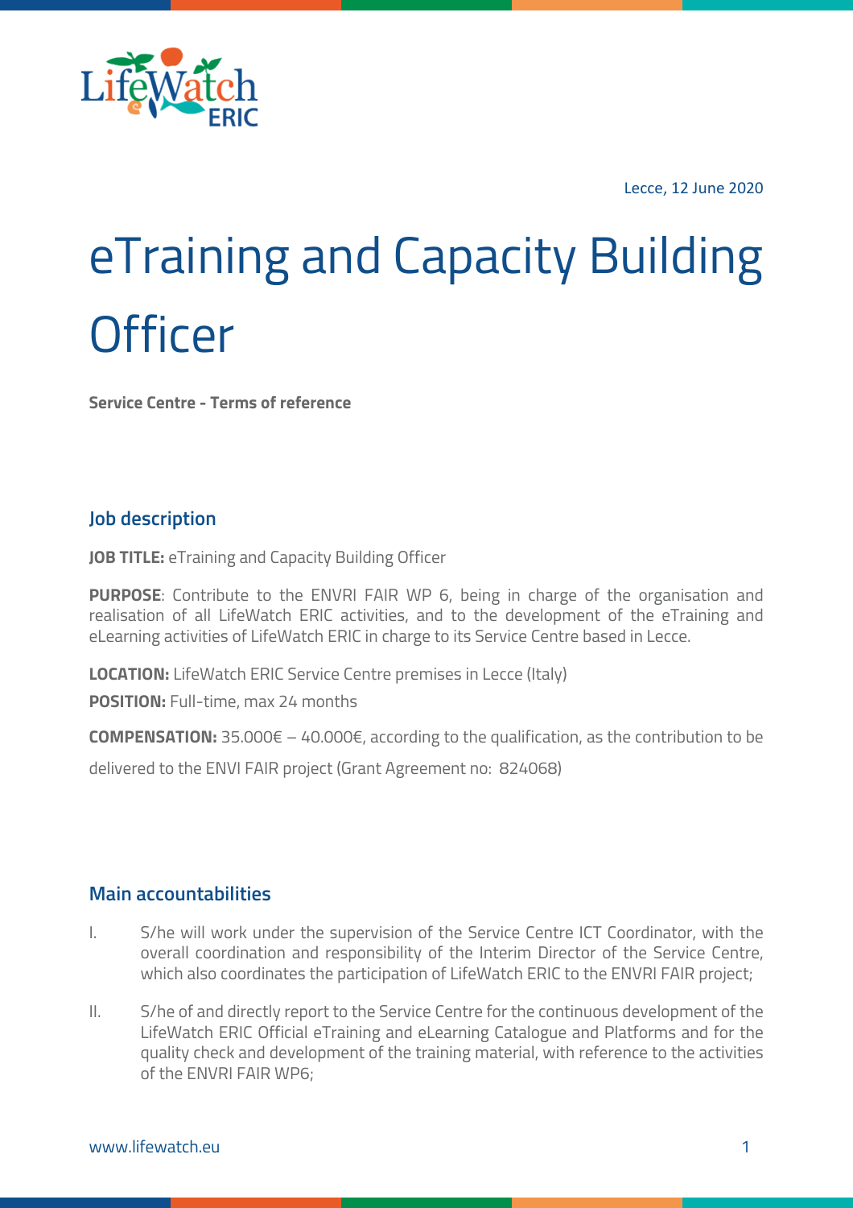Lecce, 12 June 2020

# eTraining and Capacity Building Officer

**Service Centre - Terms of reference**

## Job description

**JOB TITLE:** eTraining and Capacity Building Officer

**PURPOSE**: Contribute to the ENVRI FAIR WP 6, being in charge of the organisation and realisation of all LifeWatch ERIC activities, and to the development of the eTraining and eLearning activities of LifeWatch ERIC in charge to its Service Centre based in Lecce.

**LOCATION:** LifeWatch ERIC Service Centre premises in Lecce (Italy)

**POSITION:** Full-time, max 24 months

**COMPENSATION:** 35.000€ – 40.000€, according to the qualification, as the contribution to be delivered to the ENVI FAIR project (Grant Agreement no: 824068)

## Main accountabilities

I. S/he will work under the supervision of the Service Centre ICT Coordinator, with the overall coordination and responsibility of the Interim Director of the Service Centre, which also coordinates the participation of LifeWatch ERIC to the ENVRI FAIR project;

II. S/he of and directly report to the Service Centre for the continuous development of the LifeWatch ERIC Official eTraining and eLearning Catalogue and Platforms and for the quality check and development of the training material, with reference to the activities of the ENVRI FAIR WP6;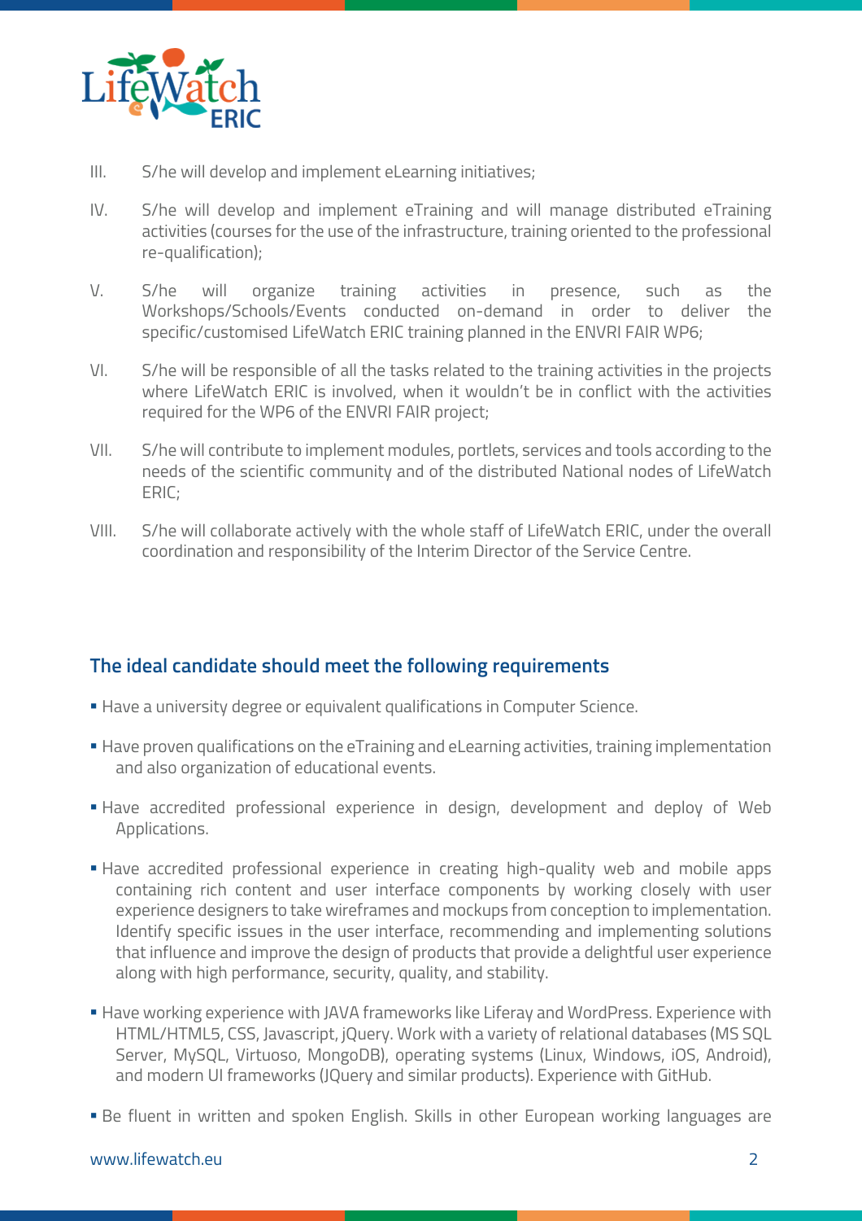III. S/he will develop and implement eLearning initiatives;

IV. S/he will develop and implement eTraining and will manage distributed eTraining activities (courses for the use of the infrastructure, training oriented to the professional re-qualification);

V. S/he will organize training activities in presence, such as the Workshops/Schools/Events conducted on-demand in order to deliver the specific/customised LifeWatch ERIC training planned in the ENVRI FAIR WP6;

VI. S/he will be responsible of all the tasks related to the training activities in the projects where LifeWatch ERIC is involved, when it wouldn't be in conflict with the activities required for the WP6 of the ENVRI FAIR project;

VII. S/he will contribute to implement modules, portlets, services and tools according to the needs of the scientific community and of the distributed National nodes of LifeWatch ERIC;

VIII. S/he will collaborate actively with the whole staff of LifeWatch ERIC, under the overall coordination and responsibility of the Interim Director of the Service Centre.

## The ideal candidate should meet the following requirements

- Have a university degree or equivalent qualifications in Computer Science.
- Have proven qualifications on the eTraining and eLearning activities, training implementation and also organization of educational events.
- Have accredited professional experience in design, development and deploy of Web Applications.
- Have accredited professional experience in creating high-quality web and mobile apps containing rich content and user interface components by working closely with user experience designers to take wireframes and mockups from conception to implementation. Identify specific issues in the user interface, recommending and implementing solutions that influence and improve the design of products that provide a delightful user experience along with high performance, security, quality, and stability.
- Have working experience with JAVA frameworks like Liferay and WordPress. Experience with HTML/HTML5, CSS, Javascript, jQuery. Work with a variety of relational databases (MS SQL Server, MySQL, Virtuoso, MongoDB), operating systems (Linux, Windows, iOS, Android), and modern UI frameworks (JQuery and similar products). Experience with GitHub.
- Be fluent in written and spoken English. Skills in other European working languages are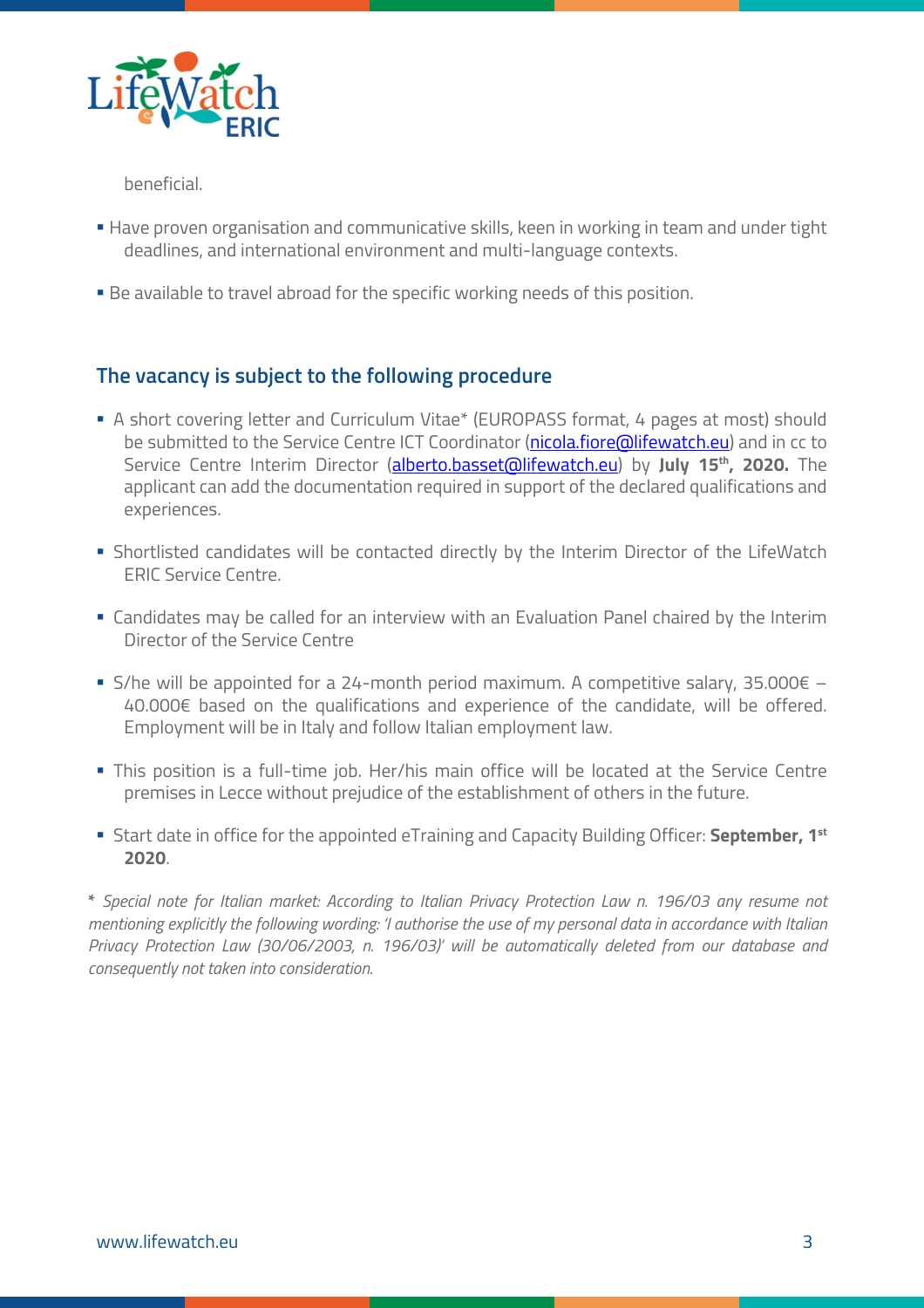beneficial.

- Have proven organisation and communicative skills, keen in working in team and under tight deadlines, and international environment and multi-language contexts.
- Be available to travel abroad for the specific working needs of this position.

## The vacancy is subject to the following procedure

- A short covering letter and Curriculum Vitae* (EUROPASS format, 4 pages at most) should be submitted to the Service Centre ICT Coordinator (nicola.fiore@lifewatch.eu) and in cc to Service Centre Interim Director (alberto.basset@lifewatch.eu) by **July 15th, 2020.** The applicant can add the documentation required in support of the declared qualifications and experiences.
- Shortlisted candidates will be contacted directly by the Interim Director of the LifeWatch ERIC Service Centre.
- Candidates may be called for an interview with an Evaluation Panel chaired by the Interim Director of the Service Centre
- S/he will be appointed for a 24-month period maximum. A competitive salary, 35.000€ – 40.000€ based on the qualifications and experience of the candidate, will be offered. Employment will be in Italy and follow Italian employment law.
- This position is a full-time job. Her/his main office will be located at the Service Centre premises in Lecce without prejudice of the establishment of others in the future.
- Start date in office for the appointed eTraining and Capacity Building Officer: **September, 1st 2020**.

\* *Special note for Italian market: According to Italian Privacy Protection Law n. 196/03 any resume not mentioning explicitly the following wording: 'I authorise the use of my personal data in accordance with Italian Privacy Protection Law (30/06/2003, n. 196/03)' will be automatically deleted from our database and consequently not taken into consideration.*